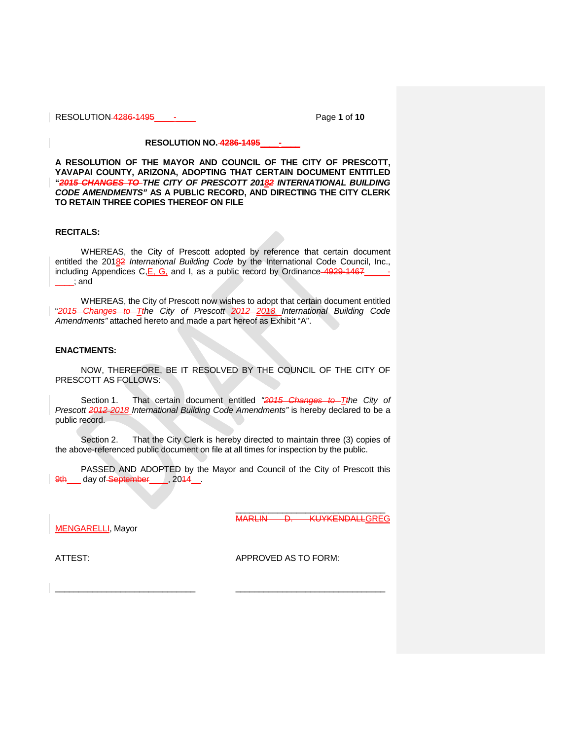**RESOLUTION NO. 4286-1495 \_\_\_\_-\_\_\_\_**

**A RESOLUTION OF THE MAYOR AND COUNCIL OF THE CITY OF PRESCOTT, YAVAPAI COUNTY, ARIZONA, ADOPTING THAT CERTAIN DOCUMENT ENTITLED "*2015 CHANGES TO THE CITY OF PRESCOTT 20182 INTERNATIONAL BUILDING CODE AMENDMENTS*" AS A PUBLIC RECORD, AND DIRECTING THE CITY CLERK TO RETAIN THREE COPIES THEREOF ON FILE**

**RECITALS:**

WHEREAS, the City of Prescott adopted by reference that certain document entitled the 20182 *International Building Code* by the International Code Council, Inc., including Appendices C,E, G, and I, as a public record by Ordinance 4929-1467 \_\_\_\_\_-\_\_\_\_; and

WHEREAS, the City of Prescott now wishes to adopt that certain document entitled "*2015 Changes to Tthe City of Prescott 2012 2018 International Building Code Amendments*" attached hereto and made a part hereof as Exhibit "A".

**ENACTMENTS:**

NOW, THEREFORE, BE IT RESOLVED BY THE COUNCIL OF THE CITY OF PRESCOTT AS FOLLOWS:

Section 1. That certain document entitled "*2015 Changes to Tthe City of Prescott 2012 2018 International Building Code Amendments*" is hereby declared to be a public record.

Section 2. That the City Clerk is hereby directed to maintain three (3) copies of the above-referenced public document on file at all times for inspection by the public.

PASSED AND ADOPTED by the Mayor and Council of the City of Prescott this 9th\_\_\_ day of September\_\_\_\_, 2014\_\_.

\_\_\_\_\_\_\_\_\_\_\_\_\_\_\_\_\_\_\_\_\_\_\_\_\_\_\_\_\_\_\_\_
MARLIN D. KUYKENDALLGREG MENGARELLI, Mayor

ATTEST:

\_\_\_\_\_\_\_\_\_\_\_\_\_\_\_\_\_\_\_\_\_\_\_\_\_\_\_\_\_\_

APPROVED AS TO FORM:

\_\_\_\_\_\_\_\_\_\_\_\_\_\_\_\_\_\_\_\_\_\_\_\_\_\_\_\_\_\_\_\_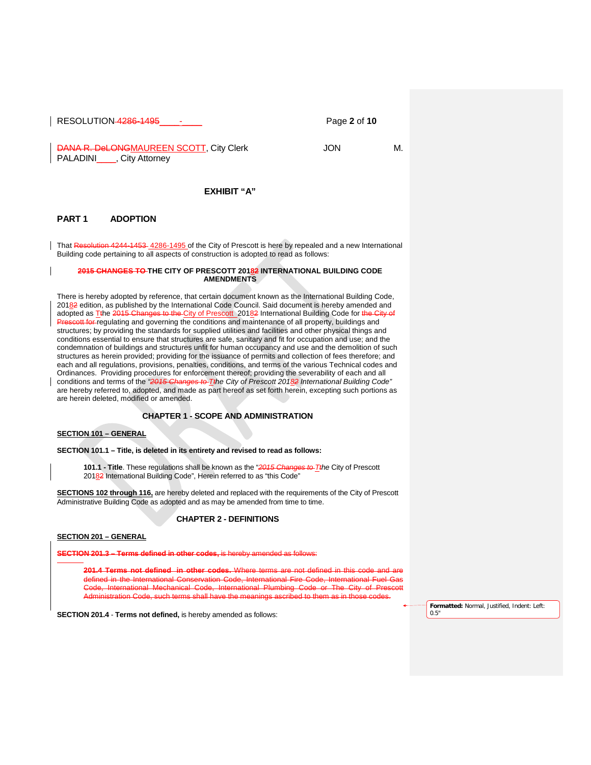DANA R. DeLONGMAUREEN SCOTT, City Clerk JON M. PALADINI____, City Attorney

## EXHIBIT "A"

### PART 1 ADOPTION

That Resolution 4244-1453 4286-1495 of the City of Prescott is here by repealed and a new International Building code pertaining to all aspects of construction is adopted to read as follows:

**2015 CHANGES TO THE CITY OF PRESCOTT 20182 INTERNATIONAL BUILDING CODE AMENDMENTS**

There is hereby adopted by reference, that certain document known as the International Building Code, 20182 edition, as published by the International Code Council. Said document is hereby amended and adopted as Tthe 2015 Changes to the City of Prescott 20182 International Building Code for the City of Prescott for regulating and governing the conditions and maintenance of all property, buildings and structures; by providing the standards for supplied utilities and facilities and other physical things and conditions essential to ensure that structures are safe, sanitary and fit for occupation and use; and the condemnation of buildings and structures unfit for human occupancy and use and the demolition of such structures as herein provided; providing for the issuance of permits and collection of fees therefore; and each and all regulations, provisions, penalties, conditions, and terms of the various Technical codes and Ordinances. Providing procedures for enforcement thereof; providing the severability of each and all conditions and terms of the *"2015 Changes to Tthe City of Prescott 20182 International Building Code"* are hereby referred to, adopted, and made as part hereof as set forth herein, excepting such portions as are herein deleted, modified or amended.

## CHAPTER 1 - SCOPE AND ADMINISTRATION

**SECTION 101 – GENERAL**

**SECTION 101.1 – Title, is deleted in its entirety and revised to read as follows:**

> **101.1 - Title**. These regulations shall be known as the "*2015 Changes to Tthe* City of Prescott 20182 International Building Code", Herein referred to as "this Code"

**SECTIONS 102 through 116,** are hereby deleted and replaced with the requirements of the City of Prescott Administrative Building Code as adopted and as may be amended from time to time.

## CHAPTER 2 - DEFINITIONS

**SECTION 201 – GENERAL**

~~**SECTION 201.3 – Terms defined in other codes,** is hereby amended as follows:~~

> ~~**201.4 Terms not defined in other codes.** Where terms are not defined in this code and are defined in the International Conservation Code, International Fire Code, International Fuel Gas Code, International Mechanical Code, International Plumbing Code or The City of Prescott Administration Code, such terms shall have the meanings ascribed to them as in those codes.~~

**SECTION 201.4** - **Terms not defined,** is hereby amended as follows: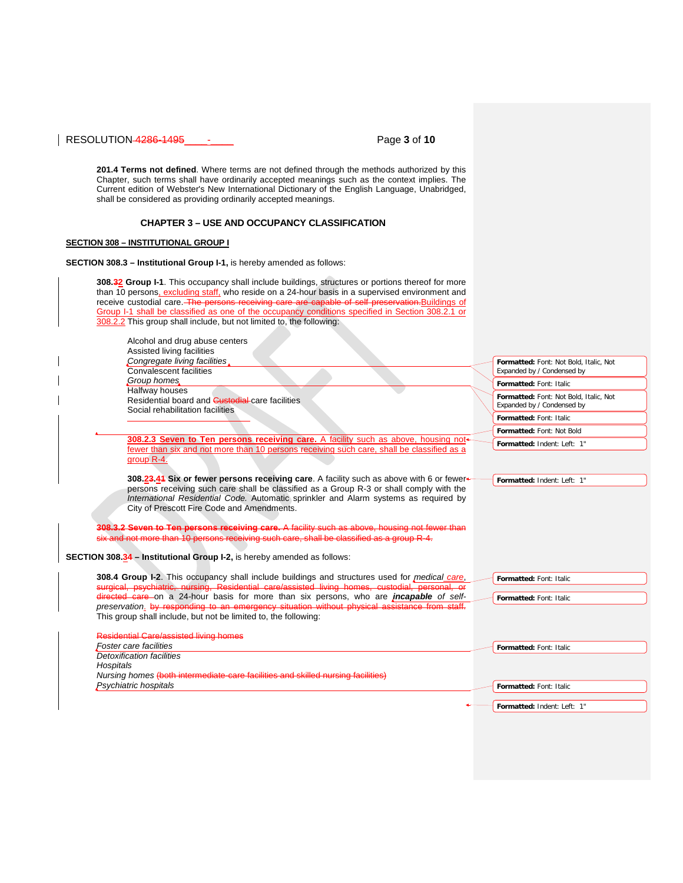**201.4 Terms not defined**. Where terms are not defined through the methods authorized by this Chapter, such terms shall have ordinarily accepted meanings such as the context implies. The Current edition of Webster's New International Dictionary of the English Language, Unabridged, shall be considered as providing ordinarily accepted meanings.

## CHAPTER 3 – USE AND OCCUPANCY CLASSIFICATION

**SECTION 308 – INSTITUTIONAL GROUP I**

**SECTION 308.3 – Institutional Group I-1,** is hereby amended as follows:

**308.32 Group I-1**. This occupancy shall include buildings, structures or portions thereof for more than 10 persons, excluding staff, who reside on a 24-hour basis in a supervised environment and receive custodial care. ~~The persons receiving care are capable of self preservation.~~ Buildings of Group I-1 shall be classified as one of the occupancy conditions specified in Section 308.2.1 or 308.2.2 This group shall include, but not limited to, the following:

Alcohol and drug abuse centers
Assisted living facilities
*Congregate living facilities*
Convalescent facilities
*Group homes*
Halfway houses
Residential board and ~~Custodial~~ care facilities
Social rehabilitation facilities

**308.2.3 Seven to Ten persons receiving care.** A facility such as above, housing not fewer than six and not more than 10 persons receiving such care, shall be classified as a group R-4.

**308.23.41 Six or fewer persons receiving care**. A facility such as above with 6 or fewer persons receiving such care shall be classified as a Group R-3 or shall comply with the *International Residential Code.* Automatic sprinkler and Alarm systems as required by City of Prescott Fire Code and Amendments.

~~**308.3.2 Seven to Ten persons receiving care.** A facility such as above, housing not fewer than six and not more than 10 persons receiving such care, shall be classified as a group R-4.~~

**SECTION 308.34 – Institutional Group I-2,** is hereby amended as follows:

**308.4 Group I-2**. This occupancy shall include buildings and structures used for *medical care*, ~~surgical, psychiatric, nursing, Residential care/assisted living homes, custodial, personal, or directed care~~ on a 24-hour basis for more than six persons, who are ***incapable** of self-preservation*. ~~by responding to an emergency situation without physical assistance from staff.~~ This group shall include, but not be limited to, the following:

~~Residential Care/assisted living homes~~
*Foster care facilities*
*Detoxification facilities*
*Hospitals*
*Nursing homes* ~~(both intermediate care facilities and skilled nursing facilities)~~
*Psychiatric hospitals*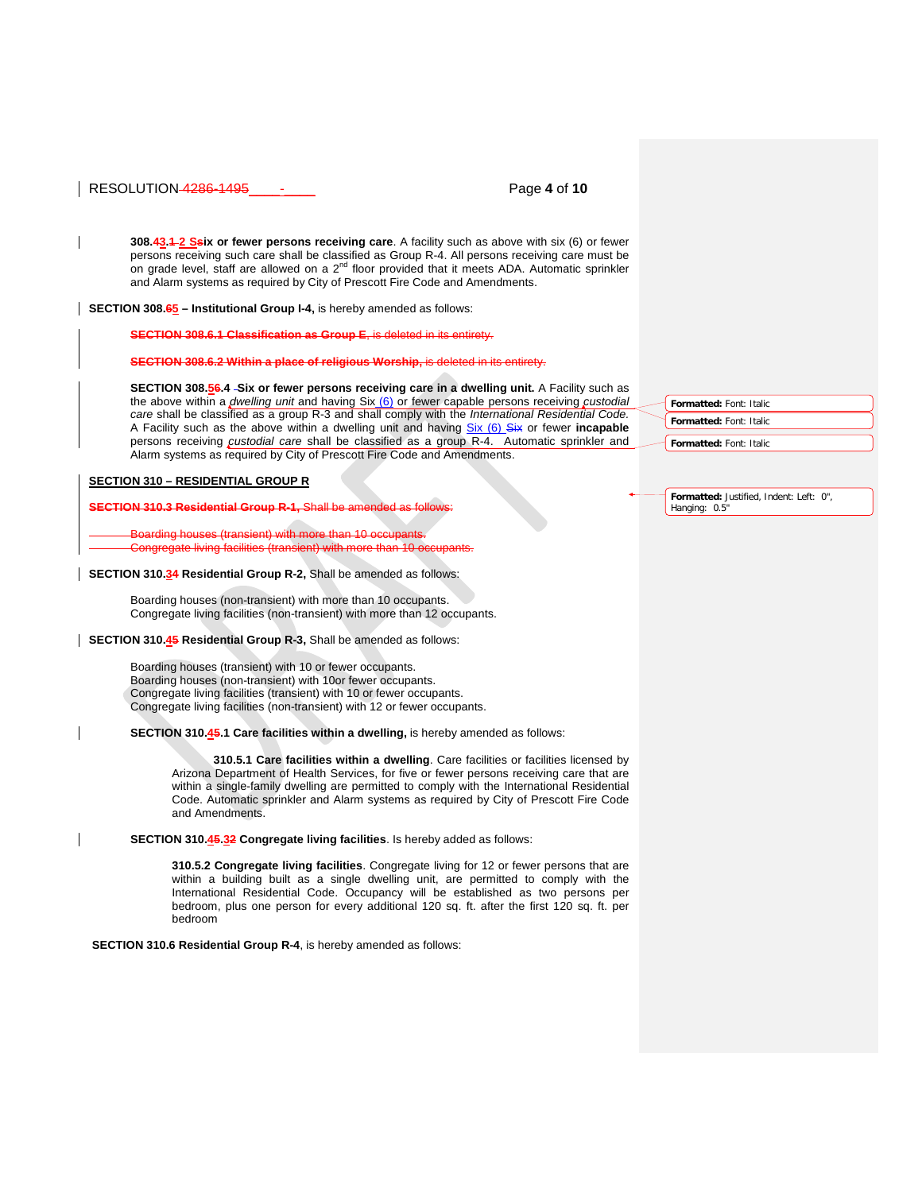**308.43.1 2 Ssix or fewer persons receiving care**. A facility such as above with six (6) or fewer persons receiving such care shall be classified as Group R-4. All persons receiving care must be on grade level, staff are allowed on a 2nd floor provided that it meets ADA. Automatic sprinkler and Alarm systems as required by City of Prescott Fire Code and Amendments.

**SECTION 308.65 – Institutional Group I-4,** is hereby amended as follows:

~~**SECTION 308.6.1 Classification as Group E**, is deleted in its entirety.~~

~~**SECTION 308.6.2 Within a place of religious Worship,** is deleted in its entirety.~~

**SECTION 308.56.4 Six or fewer persons receiving care in a dwelling unit.** A Facility such as the above within a *dwelling unit* and having Six (6) or fewer capable persons receiving *custodial care* shall be classified as a group R-3 and shall comply with the *International Residential Code.* A Facility such as the above within a dwelling unit and having Six (6) ~~Six~~ or fewer **incapable** persons receiving *custodial care* shall be classified as a group R-4. Automatic sprinkler and Alarm systems as required by City of Prescott Fire Code and Amendments.

**SECTION 310 – RESIDENTIAL GROUP R**

~~**SECTION 310.3 Residential Group R-1,** Shall be amended as follows:~~

~~Boarding houses (transient) with more than 10 occupants.~~
~~Congregate living facilities (transient) with more than 10 occupants.~~

**SECTION 310.34 Residential Group R-2,** Shall be amended as follows:

Boarding houses (non-transient) with more than 10 occupants.
Congregate living facilities (non-transient) with more than 12 occupants.

**SECTION 310.45 Residential Group R-3,** Shall be amended as follows:

Boarding houses (transient) with 10 or fewer occupants.
Boarding houses (non-transient) with 10or fewer occupants.
Congregate living facilities (transient) with 10 or fewer occupants.
Congregate living facilities (non-transient) with 12 or fewer occupants.

**SECTION 310.45.1 Care facilities within a dwelling,** is hereby amended as follows:

**310.5.1 Care facilities within a dwelling**. Care facilities or facilities licensed by Arizona Department of Health Services, for five or fewer persons receiving care that are within a single-family dwelling are permitted to comply with the International Residential Code. Automatic sprinkler and Alarm systems as required by City of Prescott Fire Code and Amendments.

**SECTION 310.45.32 Congregate living facilities**. Is hereby added as follows:

**310.5.2 Congregate living facilities**. Congregate living for 12 or fewer persons that are within a building built as a single dwelling unit, are permitted to comply with the International Residential Code. Occupancy will be established as two persons per bedroom, plus one person for every additional 120 sq. ft. after the first 120 sq. ft. per bedroom

**SECTION 310.6 Residential Group R-4**, is hereby amended as follows: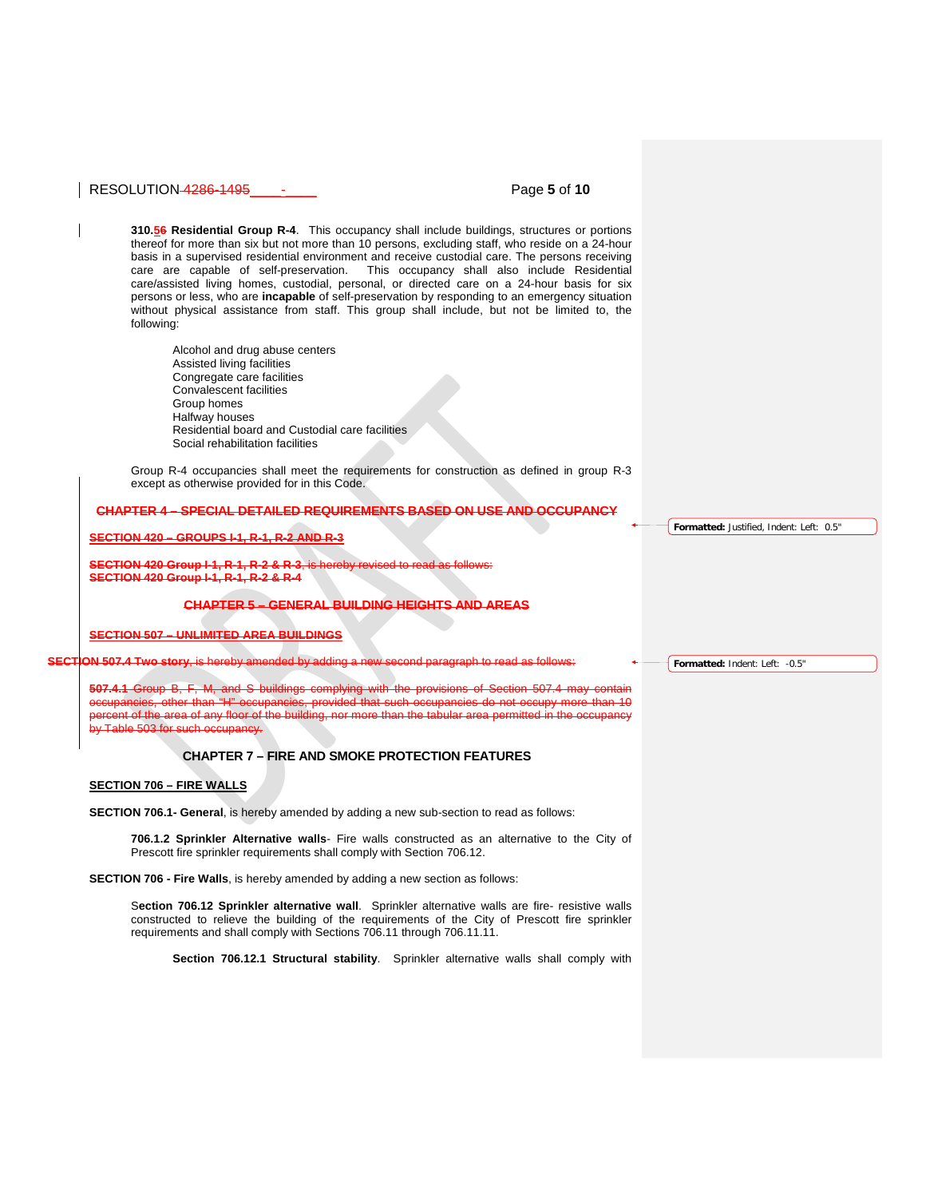**310.56 Residential Group R-4**. This occupancy shall include buildings, structures or portions thereof for more than six but not more than 10 persons, excluding staff, who reside on a 24-hour basis in a supervised residential environment and receive custodial care. The persons receiving care are capable of self-preservation. This occupancy shall also include Residential care/assisted living homes, custodial, personal, or directed care on a 24-hour basis for six persons or less, who are **incapable** of self-preservation by responding to an emergency situation without physical assistance from staff. This group shall include, but not be limited to, the following:

Alcohol and drug abuse centers
Assisted living facilities
Congregate care facilities
Convalescent facilities
Group homes
Halfway houses
Residential board and Custodial care facilities
Social rehabilitation facilities

Group R-4 occupancies shall meet the requirements for construction as defined in group R-3 except as otherwise provided for in this Code.

~~**CHAPTER 4 – SPECIAL DETAILED REQUIREMENTS BASED ON USE AND OCCUPANCY**~~

~~**SECTION 420 – GROUPS I-1, R-1, R-2 AND R-3**~~

~~**SECTION 420 Group I-1, R-1, R-2 & R-3**, is hereby revised to read as follows:~~
~~**SECTION 420 Group I-1, R-1, R-2 & R-4**~~

~~**CHAPTER 5 – GENERAL BUILDING HEIGHTS AND AREAS**~~

~~**SECTION 507 – UNLIMITED AREA BUILDINGS**~~

~~**SECTION 507.4 Two story**, is hereby amended by adding a new second paragraph to read as follows:~~

~~**507.4.1** Group B, F, M, and S buildings complying with the provisions of Section 507.4 may contain occupancies, other than "H" occupancies, provided that such occupancies do not occupy more than 10 percent of the area of any floor of the building, nor more than the tabular area permitted in the occupancy by Table 503 for such occupancy.~~

**CHAPTER 7 – FIRE AND SMOKE PROTECTION FEATURES**

**SECTION 706 – FIRE WALLS**

**SECTION 706.1- General**, is hereby amended by adding a new sub-section to read as follows:

**706.1.2 Sprinkler Alternative walls**- Fire walls constructed as an alternative to the City of Prescott fire sprinkler requirements shall comply with Section 706.12.

**SECTION 706 - Fire Walls**, is hereby amended by adding a new section as follows:

**Section 706.12 Sprinkler alternative wall**. Sprinkler alternative walls are fire- resistive walls constructed to relieve the building of the requirements of the City of Prescott fire sprinkler requirements and shall comply with Sections 706.11 through 706.11.11.

**Section 706.12.1 Structural stability**. Sprinkler alternative walls shall comply with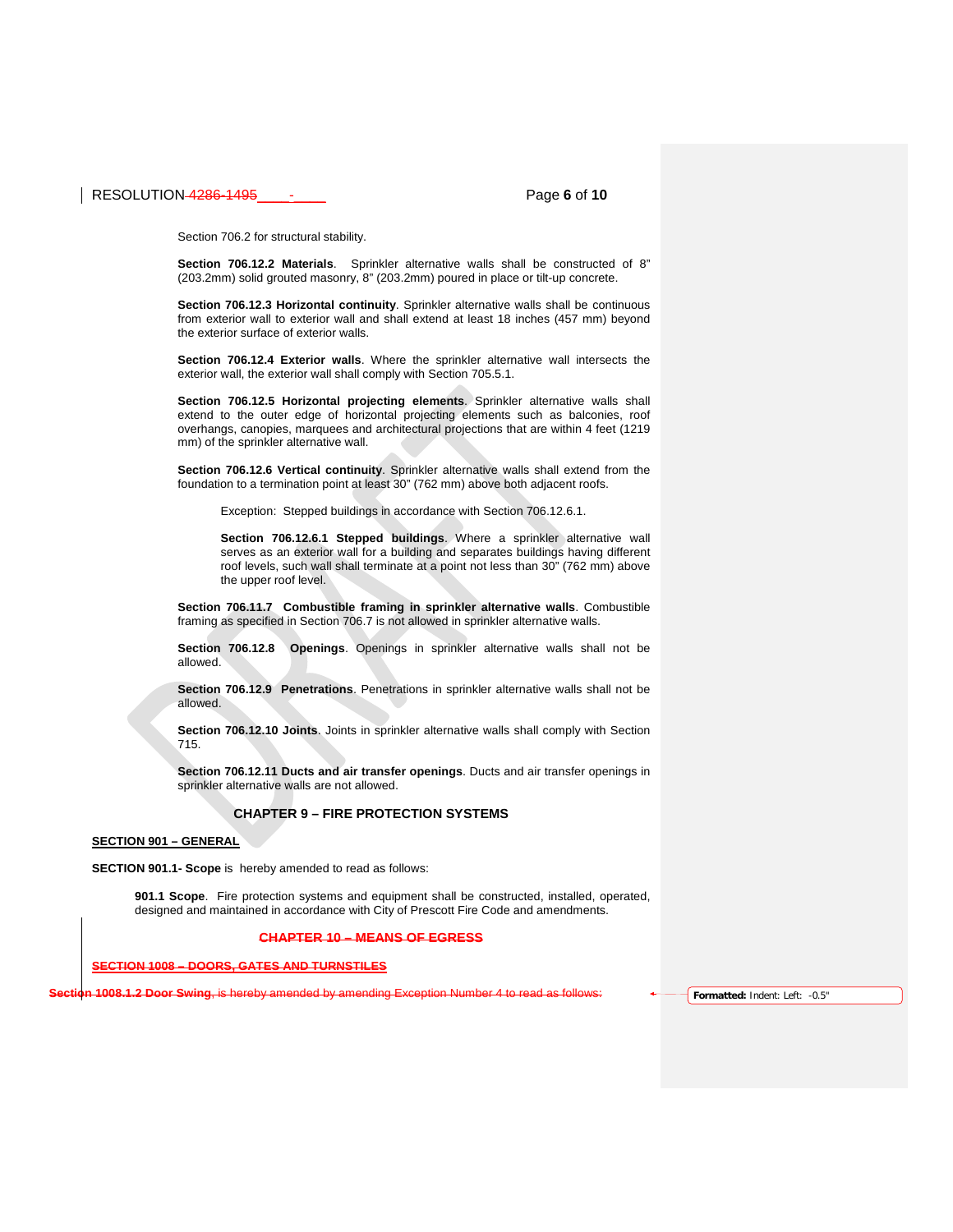Section 706.2 for structural stability.

**Section 706.12.2 Materials**. Sprinkler alternative walls shall be constructed of 8" (203.2mm) solid grouted masonry, 8" (203.2mm) poured in place or tilt-up concrete.

**Section 706.12.3 Horizontal continuity**. Sprinkler alternative walls shall be continuous from exterior wall to exterior wall and shall extend at least 18 inches (457 mm) beyond the exterior surface of exterior walls.

**Section 706.12.4 Exterior walls**. Where the sprinkler alternative wall intersects the exterior wall, the exterior wall shall comply with Section 705.5.1.

**Section 706.12.5 Horizontal projecting elements**. Sprinkler alternative walls shall extend to the outer edge of horizontal projecting elements such as balconies, roof overhangs, canopies, marquees and architectural projections that are within 4 feet (1219 mm) of the sprinkler alternative wall.

**Section 706.12.6 Vertical continuity**. Sprinkler alternative walls shall extend from the foundation to a termination point at least 30" (762 mm) above both adjacent roofs.

> Exception: Stepped buildings in accordance with Section 706.12.6.1.
>
> **Section 706.12.6.1 Stepped buildings**. Where a sprinkler alternative wall serves as an exterior wall for a building and separates buildings having different roof levels, such wall shall terminate at a point not less than 30" (762 mm) above the upper roof level.

**Section 706.11.7 Combustible framing in sprinkler alternative walls**. Combustible framing as specified in Section 706.7 is not allowed in sprinkler alternative walls.

**Section 706.12.8 Openings**. Openings in sprinkler alternative walls shall not be allowed.

**Section 706.12.9 Penetrations**. Penetrations in sprinkler alternative walls shall not be allowed.

**Section 706.12.10 Joints**. Joints in sprinkler alternative walls shall comply with Section 715.

**Section 706.12.11 Ducts and air transfer openings**. Ducts and air transfer openings in sprinkler alternative walls are not allowed.

## CHAPTER 9 – FIRE PROTECTION SYSTEMS

**SECTION 901 – GENERAL**

**SECTION 901.1- Scope** is hereby amended to read as follows:

> **901.1 Scope**. Fire protection systems and equipment shall be constructed, installed, operated, designed and maintained in accordance with City of Prescott Fire Code and amendments.

## ~~CHAPTER 10 – MEANS OF EGRESS~~

~~**SECTION 1008 – DOORS, GATES AND TURNSTILES**~~

~~**Section 1008.1.2 Door Swing**, is hereby amended by amending Exception Number 4 to read as follows:~~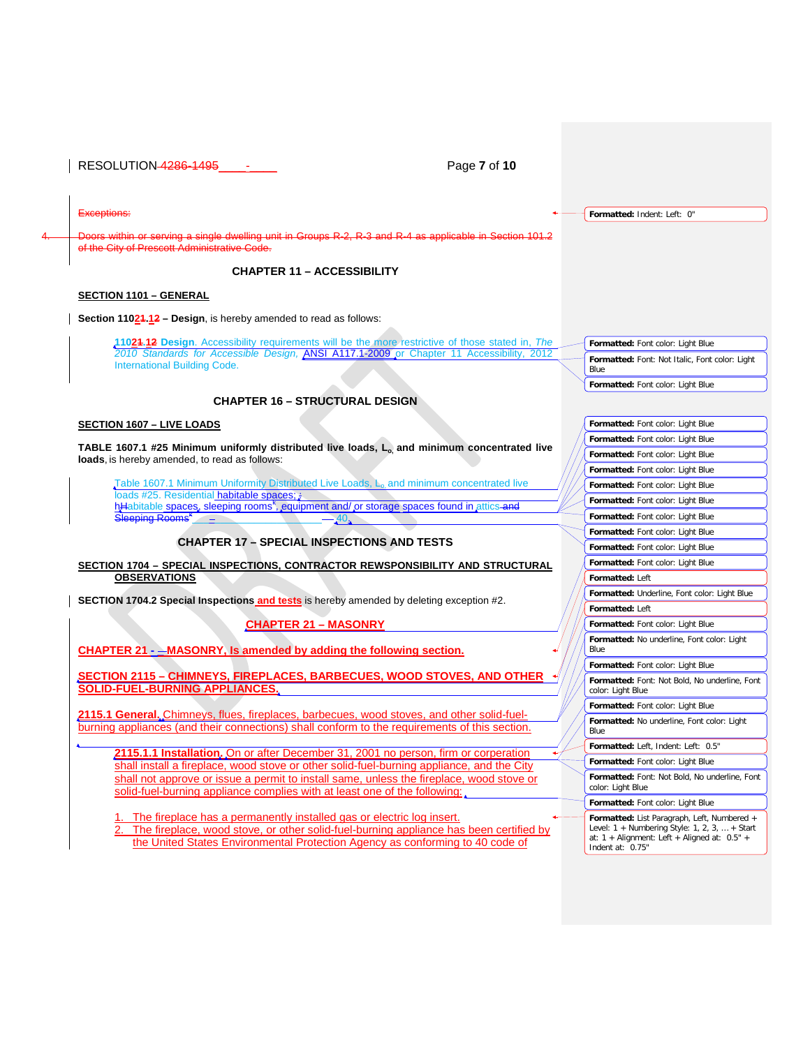Exceptions:

4. Doors within or serving a single dwelling unit in Groups R-2, R-3 and R-4 as applicable in Section 101.2 of the City of Prescott Administrative Code.

## CHAPTER 11 – ACCESSIBILITY

**SECTION 1101 – GENERAL**

**Section 11021.12 – Design**, is hereby amended to read as follows:

> **11021.12 Design**. Accessibility requirements will be the more restrictive of those stated in, *The 2010 Standards for Accessible Design,* ANSI A117.1-2009 or Chapter 11 Accessibility, 2012 International Building Code.

## CHAPTER 16 – STRUCTURAL DESIGN

**SECTION 1607 – LIVE LOADS**

**TABLE 1607.1 #25 Minimum uniformly distributed live loads, $L_o$, and minimum concentrated live loads**, is hereby amended, to read as follows:

> Table 1607.1 Minimum Uniformity Distributed Live Loads, $L_o$ and minimum concentrated live loads #25. Residential habitable spaces; hHabitable spaces, sleeping rooms[k], equipment and/ or storage spaces found in attics and Sleeping Rooms[k] – 40.

## CHAPTER 17 – SPECIAL INSPECTIONS AND TESTS

**SECTION 1704 – SPECIAL INSPECTIONS, CONTRACTOR REWSPONSIBILITY AND STRUCTURAL OBSERVATIONS**

**SECTION 1704.2 Special Inspections and tests** is hereby amended by deleting exception #2.

## CHAPTER 21 – MASONRY

**CHAPTER 21 - –MASONRY, Is amended by adding the following section.**

**SECTION 2115 – CHIMNEYS, FIREPLACES, BARBECUES, WOOD STOVES, AND OTHER SOLID-FUEL-BURNING APPLIANCES.**

**2115.1 General.** Chimneys, flues, fireplaces, barbecues, wood stoves, and other solid-fuel-burning appliances (and their connections) shall conform to the requirements of this section.

> **2115.1.1 Installation.** On or after December 31, 2001 no person, firm or corperation shall install a fireplace, wood stove or other solid-fuel-burning appliance, and the City shall not approve or issue a permit to install same, unless the fireplace, wood stove or solid-fuel-burning appliance complies with at least one of the following:
>
> 1. The fireplace has a permanently installed gas or electric log insert.
> 2. The fireplace, wood stove, or other solid-fuel-burning appliance has been certified by the United States Environmental Protection Agency as conforming to 40 code of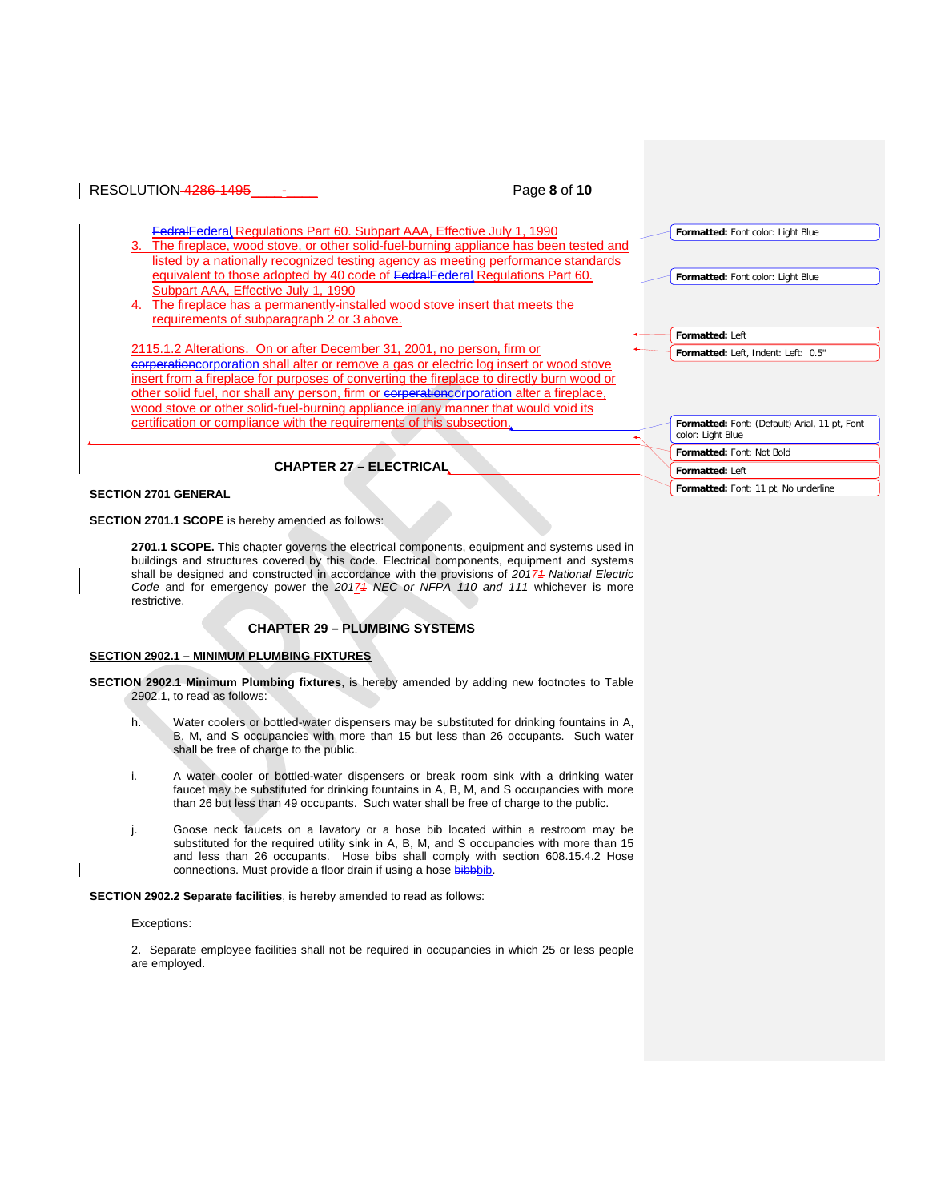Federal Regulations Part 60. Subpart AAA, Effective July 1, 1990

3. The fireplace, wood stove, or other solid-fuel-burning appliance has been tested and listed by a nationally recognized testing agency as meeting performance standards equivalent to those adopted by 40 code of Federal Regulations Part 60. Subpart AAA, Effective July 1, 1990
4. The fireplace has a permanently-installed wood stove insert that meets the requirements of subparagraph 2 or 3 above.

2115.1.2 Alterations. On or after December 31, 2001, no person, firm or corporation shall alter or remove a gas or electric log insert or wood stove insert from a fireplace for purposes of converting the fireplace to directly burn wood or other solid fuel, nor shall any person, firm or corporation alter a fireplace, wood stove or other solid-fuel-burning appliance in any manner that would void its certification or compliance with the requirements of this subsection.

## CHAPTER 27 – ELECTRICAL

**SECTION 2701 GENERAL**

**SECTION 2701.1 SCOPE** is hereby amended as follows:

> **2701.1 SCOPE.** This chapter governs the electrical components, equipment and systems used in buildings and structures covered by this code. Electrical components, equipment and systems shall be designed and constructed in accordance with the provisions of *2017 National Electric Code* and for emergency power the *2017 NEC or NFPA 110 and 111* whichever is more restrictive.

## CHAPTER 29 – PLUMBING SYSTEMS

**SECTION 2902.1 – MINIMUM PLUMBING FIXTURES**

**SECTION 2902.1 Minimum Plumbing fixtures**, is hereby amended by adding new footnotes to Table 2902.1, to read as follows:

h. Water coolers or bottled-water dispensers may be substituted for drinking fountains in A, B, M, and S occupancies with more than 15 but less than 26 occupants. Such water shall be free of charge to the public.

i. A water cooler or bottled-water dispensers or break room sink with a drinking water faucet may be substituted for drinking fountains in A, B, M, and S occupancies with more than 26 but less than 49 occupants. Such water shall be free of charge to the public.

j. Goose neck faucets on a lavatory or a hose bib located within a restroom may be substituted for the required utility sink in A, B, M, and S occupancies with more than 15 and less than 26 occupants. Hose bibs shall comply with section 608.15.4.2 Hose connections. Must provide a floor drain if using a hose bib.

**SECTION 2902.2 Separate facilities**, is hereby amended to read as follows:

Exceptions:

2. Separate employee facilities shall not be required in occupancies in which 25 or less people are employed.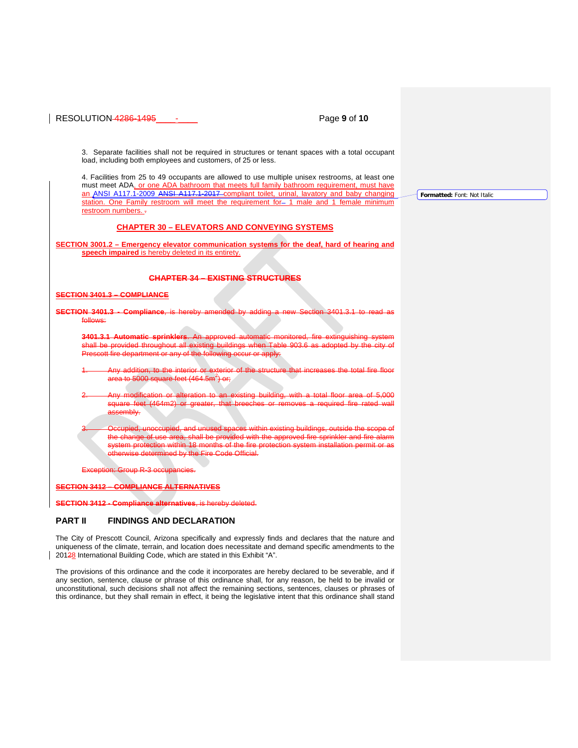3. Separate facilities shall not be required in structures or tenant spaces with a total occupant load, including both employees and customers, of 25 or less.

4. Facilities from 25 to 49 occupants are allowed to use multiple unisex restrooms, at least one must meet ADA, or one ADA bathroom that meets full family bathroom requirement, must have an ANSI A117.1-2009 ~~ANSI A117.1-2017~~ compliant toilet, urinal, lavatory and baby changing station. One Family restroom will meet the requirement for 1 male and 1 female minimum restroom numbers.

## CHAPTER 30 – ELEVATORS AND CONVEYING SYSTEMS

**SECTION 3001.2 – Emergency elevator communication systems for the deaf, hard of hearing and speech impaired** is hereby deleted in its entirety.

## ~~CHAPTER 34 – EXISTING STRUCTURES~~

~~**SECTION 3401.3 – COMPLIANCE**~~

~~**SECTION 3401.3 - Compliance**, is hereby amended by adding a new Section 3401.3.1 to read as follows:~~

~~**3401.3.1 Automatic sprinklers**. An approved automatic monitored, fire extinguishing system shall be provided throughout all existing buildings when Table 903.6 as adopted by the city of Prescott fire department or any of the following occur or apply:~~

1. ~~Any addition, to the interior or exterior of the structure that increases the total fire floor area to 5000 square feet (464.5m$^2$) or;~~

2. ~~Any modification or alteration to an existing building, with a total floor area of 5,000 square feet (464m2) or greater, that breeches or removes a required fire rated wall assembly.~~

3. ~~Occupied, unoccupied, and unused spaces within existing buildings, outside the scope of the change of use area, shall be provided with the approved fire sprinkler and fire alarm system protection within 18 months of the fire protection system installation permit or as otherwise determined by the Fire Code Official.~~

~~Exception: Group R-3 occupancies.~~

~~**SECTION 3412 – COMPLIANCE ALTERNATIVES**~~

~~**SECTION 3412 - Compliance alternatives**, is hereby deleted.~~

## PART II FINDINGS AND DECLARATION

The City of Prescott Council, Arizona specifically and expressly finds and declares that the nature and uniqueness of the climate, terrain, and location does necessitate and demand specific amendments to the 20128 International Building Code, which are stated in this Exhibit "A".

The provisions of this ordinance and the code it incorporates are hereby declared to be severable, and if any section, sentence, clause or phrase of this ordinance shall, for any reason, be held to be invalid or unconstitutional, such decisions shall not affect the remaining sections, sentences, clauses or phrases of this ordinance, but they shall remain in effect, it being the legislative intent that this ordinance shall stand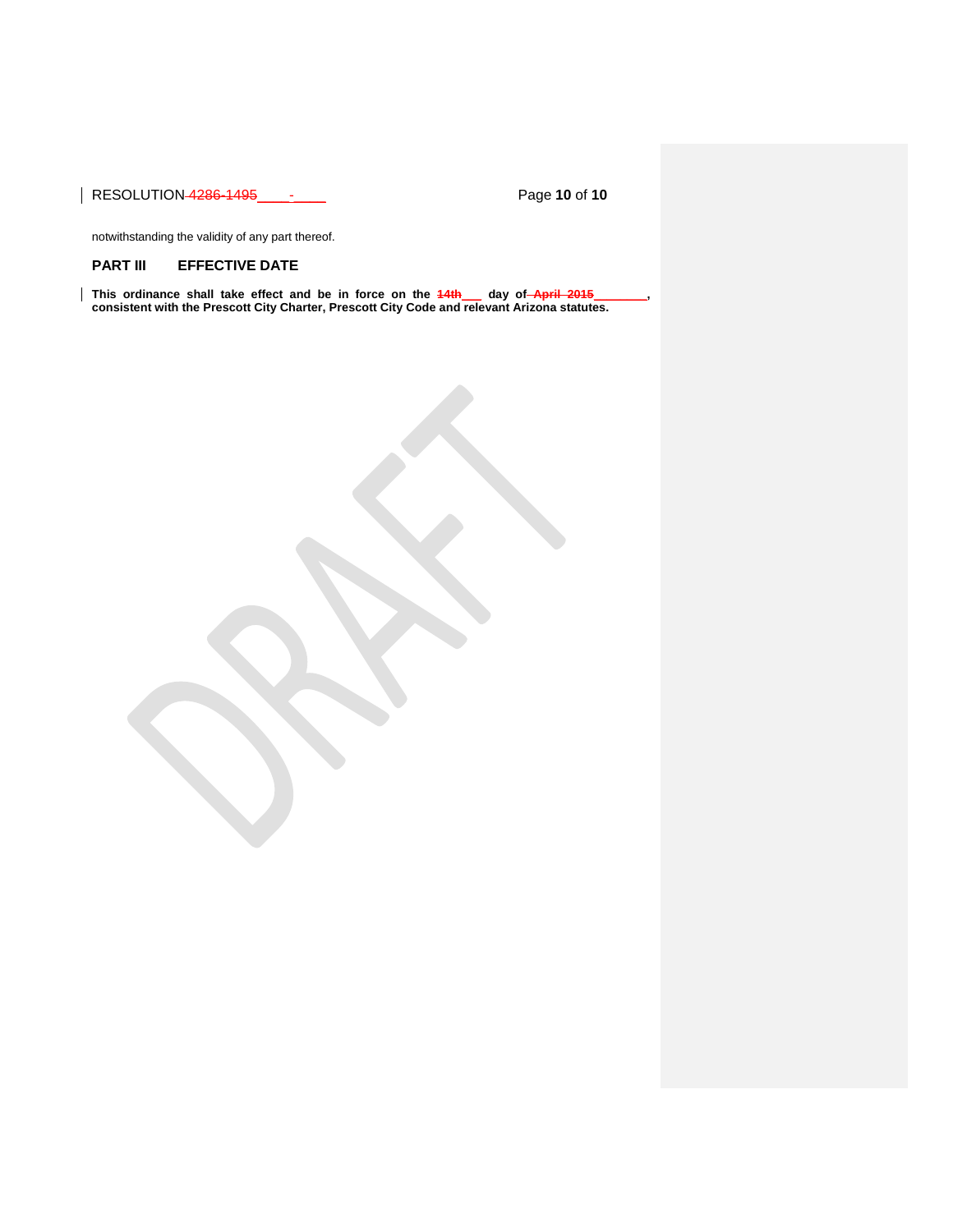notwithstanding the validity of any part thereof.

## PART III EFFECTIVE DATE

**This ordinance shall take effect and be in force on the ~~14th~~___ day of ~~April 2015~~________, consistent with the Prescott City Charter, Prescott City Code and relevant Arizona statutes.**